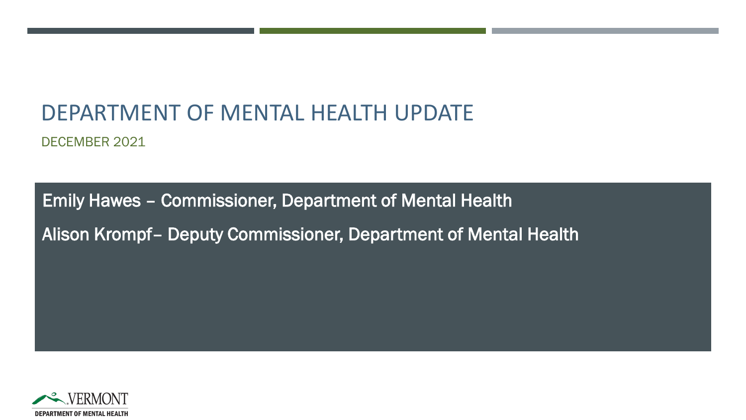# DEPARTMENT OF MENTAL HEALTH UPDATE

DECEMBER 2021

Emily Hawes – Commissioner, Department of Mental Health

Alison Krompf– Deputy Commissioner, Department of Mental Health

VERMONT

DEPARTMENT OF MENTAL HEALTH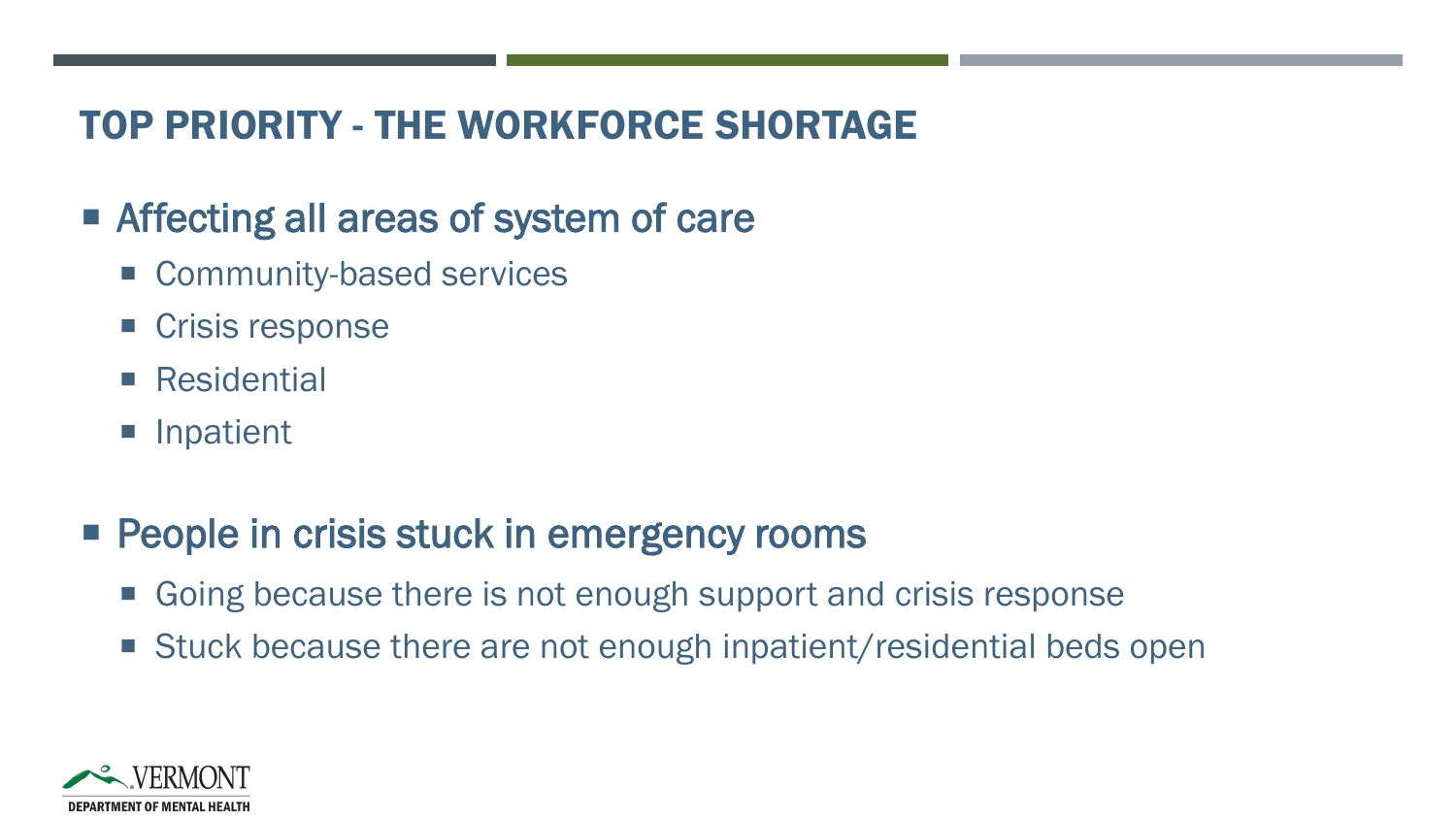# TOP PRIORITY - THE WORKFORCE SHORTAGE

- Affecting all areas of system of care
  - Community-based services
  - Crisis response
  - Residential
  - Inpatient

- People in crisis stuck in emergency rooms
  - Going because there is not enough support and crisis response
  - Stuck because there are not enough inpatient/residential beds open

VERMONT
DEPARTMENT OF MENTAL HEALTH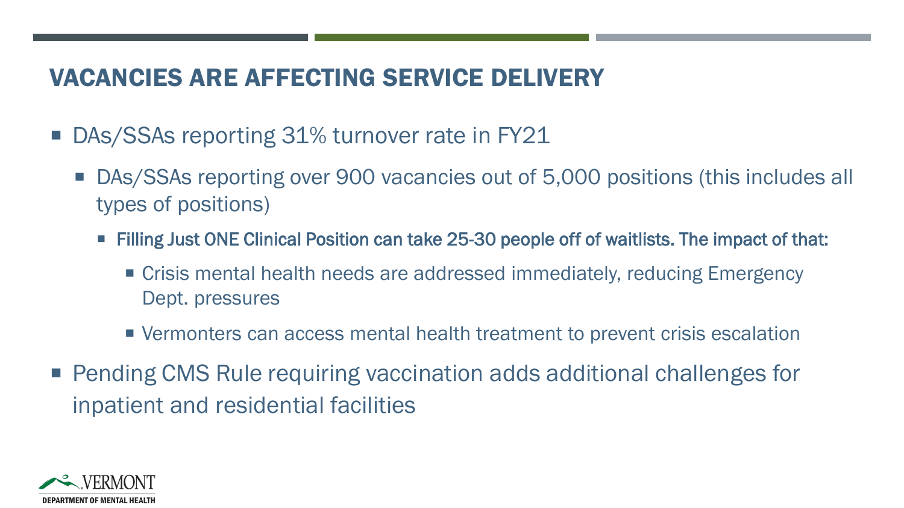# VACANCIES ARE AFFECTING SERVICE DELIVERY

- DAs/SSAs reporting 31% turnover rate in FY21
  - DAs/SSAs reporting over 900 vacancies out of 5,000 positions (this includes all types of positions)
    - Filling Just ONE Clinical Position can take 25-30 people off of waitlists. The impact of that:
      - Crisis mental health needs are addressed immediately, reducing Emergency Dept. pressures
      - Vermonters can access mental health treatment to prevent crisis escalation
- Pending CMS Rule requiring vaccination adds additional challenges for inpatient and residential facilities

VERMONT
DEPARTMENT OF MENTAL HEALTH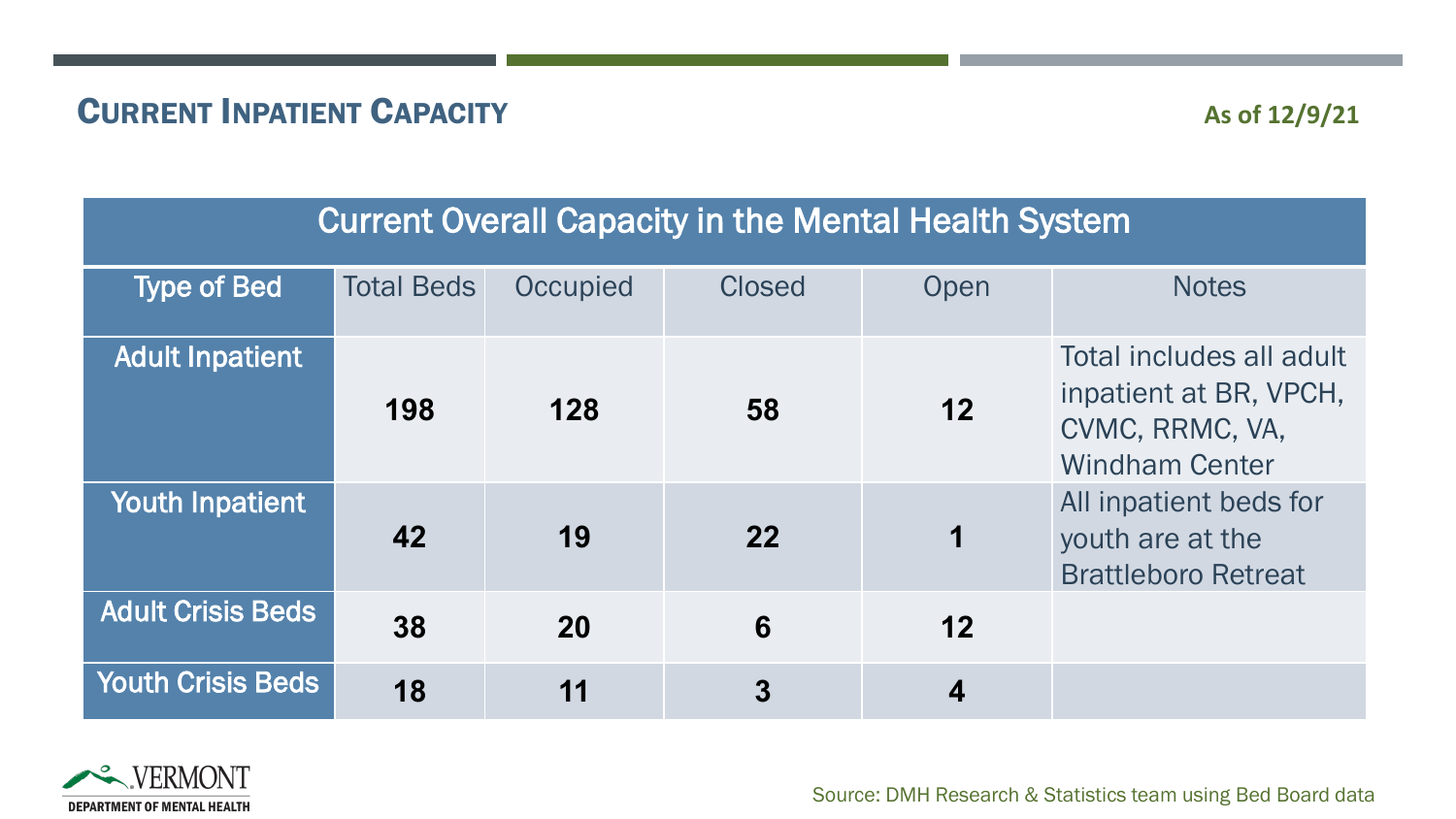## Current Inpatient Capacity

**As of 12/9/21**

| Current Overall Capacity in the Mental Health System | | | | | |
|---|---|---|---|---|---|
| Type of Bed | Total Beds | Occupied | Closed | Open | Notes |
| Adult Inpatient | **198** | **128** | **58** | **12** | Total includes all adult inpatient at BR, VPCH, CVMC, RRMC, VA, Windham Center |
| Youth Inpatient | **42** | **19** | **22** | **1** | All inpatient beds for youth are at the Brattleboro Retreat |
| Adult Crisis Beds | **38** | **20** | **6** | **12** | |
| Youth Crisis Beds | **18** | **11** | **3** | **4** | |

Source: DMH Research & Statistics team using Bed Board data

VERMONT DEPARTMENT OF MENTAL HEALTH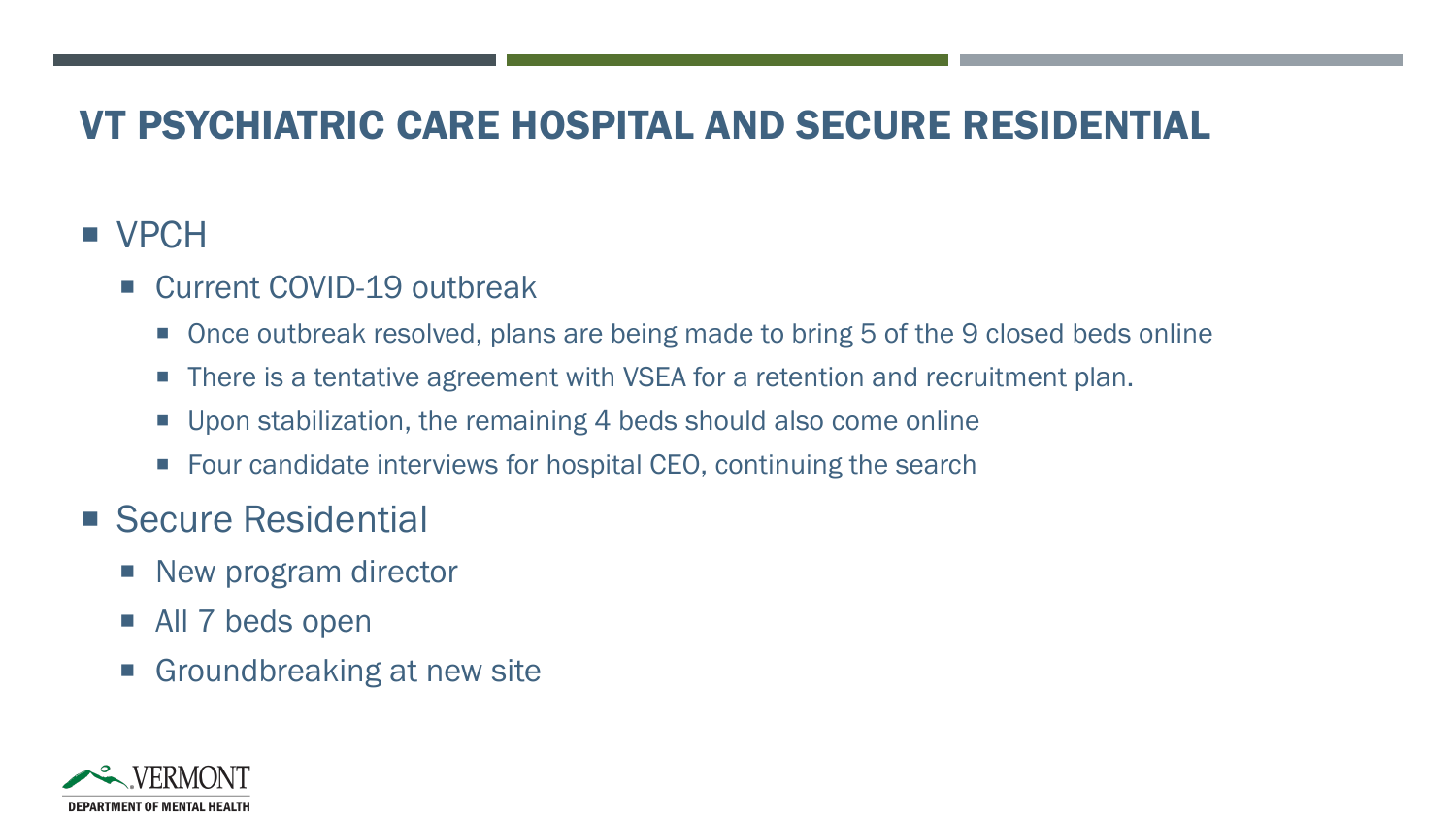# VT PSYCHIATRIC CARE HOSPITAL AND SECURE RESIDENTIAL

- VPCH
  - Current COVID-19 outbreak
    - Once outbreak resolved, plans are being made to bring 5 of the 9 closed beds online
    - There is a tentative agreement with VSEA for a retention and recruitment plan.
    - Upon stabilization, the remaining 4 beds should also come online
    - Four candidate interviews for hospital CEO, continuing the search
- Secure Residential
  - New program director
  - All 7 beds open
  - Groundbreaking at new site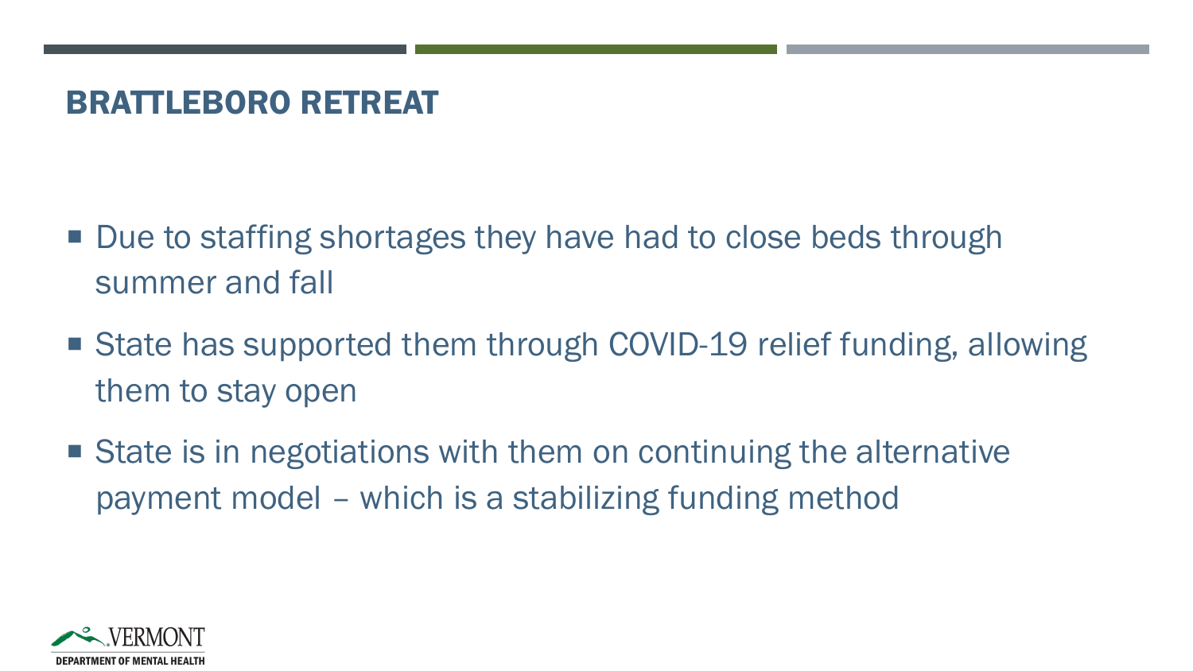# BRATTLEBORO RETREAT

- Due to staffing shortages they have had to close beds through summer and fall
- State has supported them through COVID-19 relief funding, allowing them to stay open
- State is in negotiations with them on continuing the alternative payment model – which is a stabilizing funding method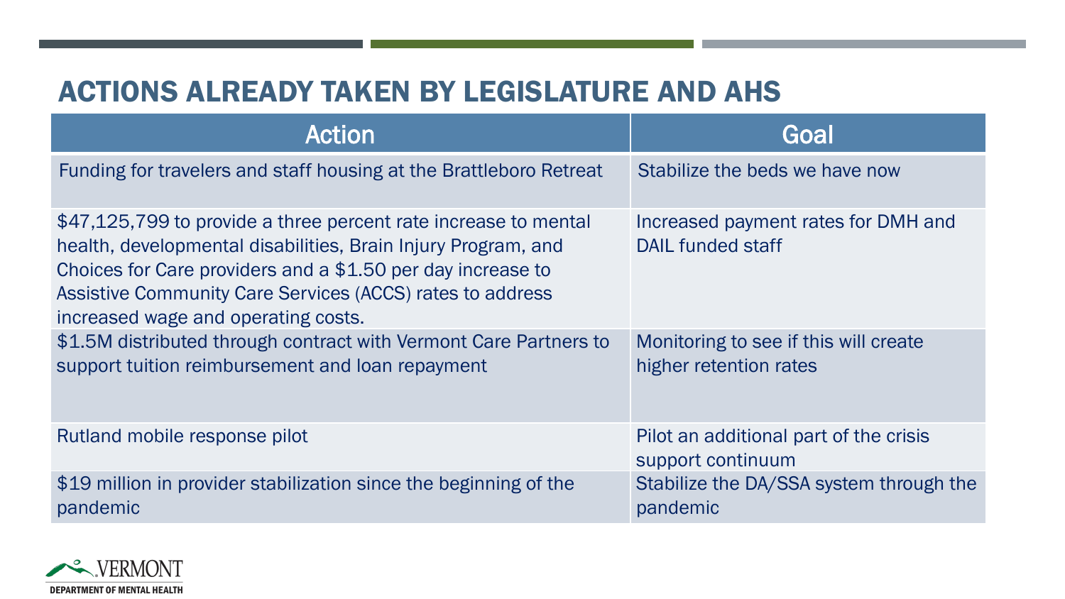# ACTIONS ALREADY TAKEN BY LEGISLATURE AND AHS

| Action | Goal |
|---|---|
| Funding for travelers and staff housing at the Brattleboro Retreat | Stabilize the beds we have now |
| $47,125,799 to provide a three percent rate increase to mental health, developmental disabilities, Brain Injury Program, and Choices for Care providers and a $1.50 per day increase to Assistive Community Care Services (ACCS) rates to address increased wage and operating costs. | Increased payment rates for DMH and DAIL funded staff |
| $1.5M distributed through contract with Vermont Care Partners to support tuition reimbursement and loan repayment | Monitoring to see if this will create higher retention rates |
| Rutland mobile response pilot | Pilot an additional part of the crisis support continuum |
| $19 million in provider stabilization since the beginning of the pandemic | Stabilize the DA/SSA system through the pandemic |

VERMONT
DEPARTMENT OF MENTAL HEALTH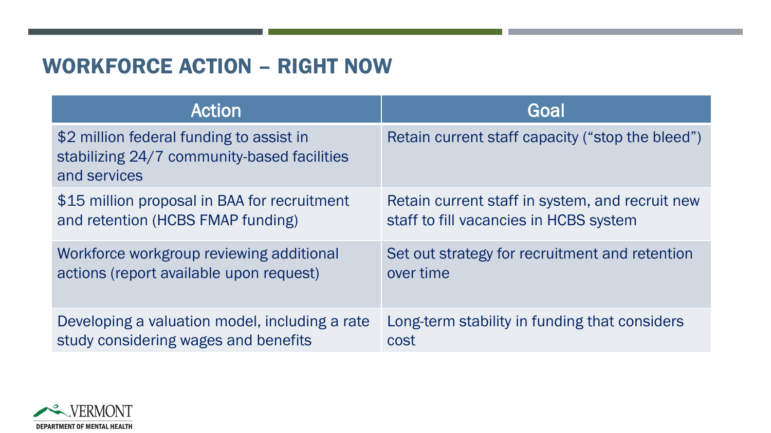## WORKFORCE ACTION – RIGHT NOW

| Action | Goal |
| --- | --- |
| $2 million federal funding to assist in stabilizing 24/7 community-based facilities and services | Retain current staff capacity (“stop the bleed”) |
| $15 million proposal in BAA for recruitment and retention (HCBS FMAP funding) | Retain current staff in system, and recruit new staff to fill vacancies in HCBS system |
| Workforce workgroup reviewing additional actions (report available upon request) | Set out strategy for recruitment and retention over time |
| Developing a valuation model, including a rate study considering wages and benefits | Long-term stability in funding that considers cost |

VERMONT
DEPARTMENT OF MENTAL HEALTH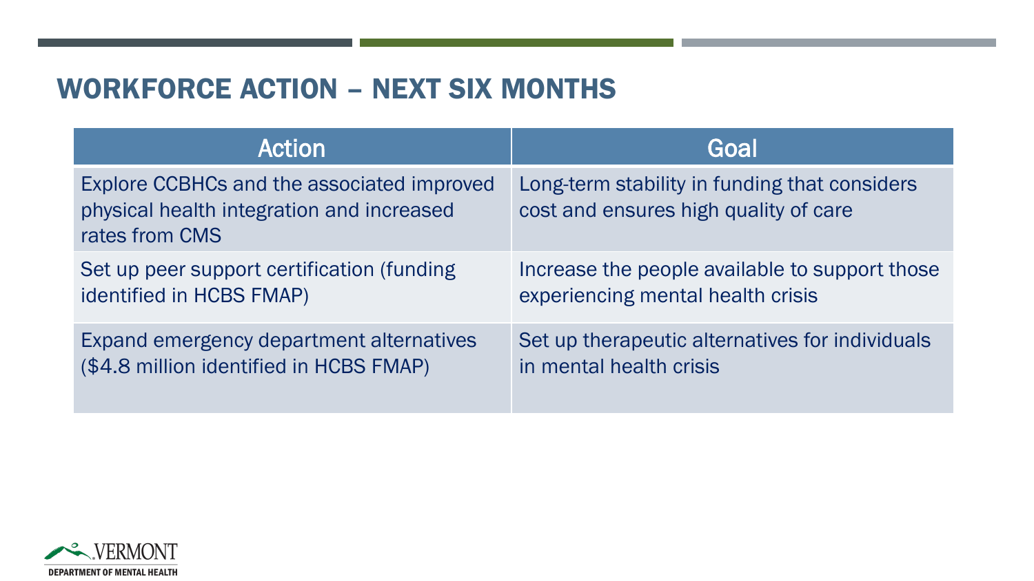## WORKFORCE ACTION – NEXT SIX MONTHS

| Action | Goal |
| --- | --- |
| Explore CCBHCs and the associated improved physical health integration and increased rates from CMS | Long-term stability in funding that considers cost and ensures high quality of care |
| Set up peer support certification (funding identified in HCBS FMAP) | Increase the people available to support those experiencing mental health crisis |
| Expand emergency department alternatives ($4.8 million identified in HCBS FMAP) | Set up therapeutic alternatives for individuals in mental health crisis |

VERMONT
DEPARTMENT OF MENTAL HEALTH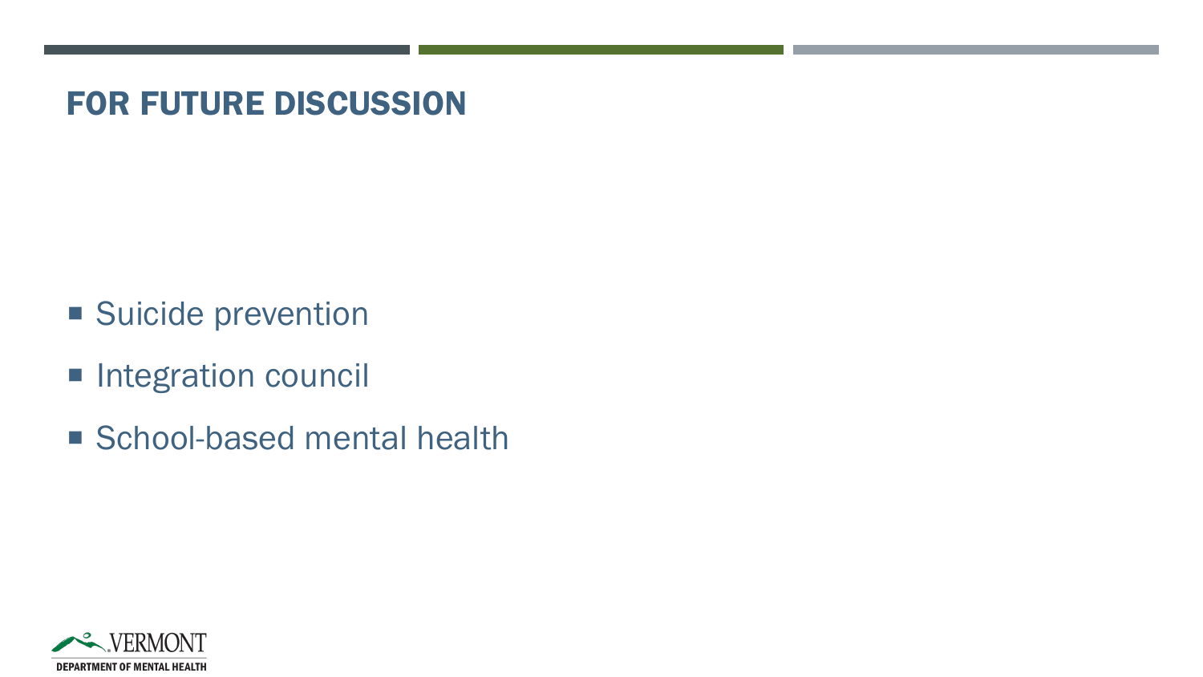# FOR FUTURE DISCUSSION

- Suicide prevention
- Integration council
- School-based mental health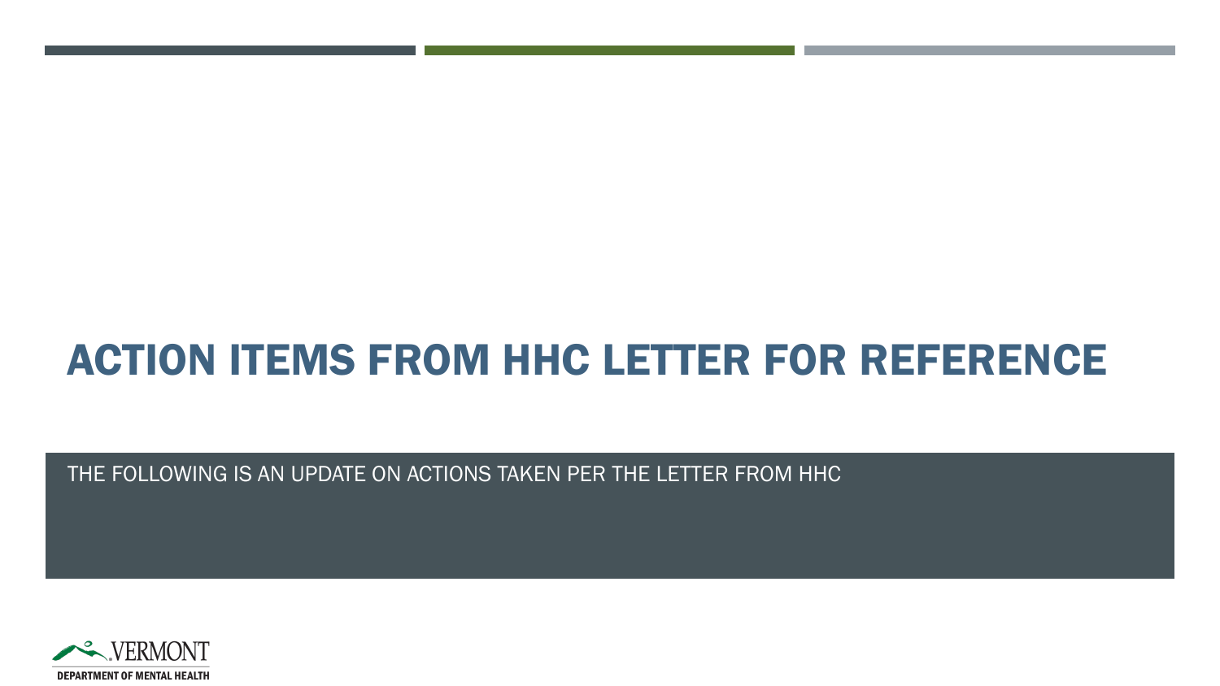# ACTION ITEMS FROM HHC LETTER FOR REFERENCE

THE FOLLOWING IS AN UPDATE ON ACTIONS TAKEN PER THE LETTER FROM HHC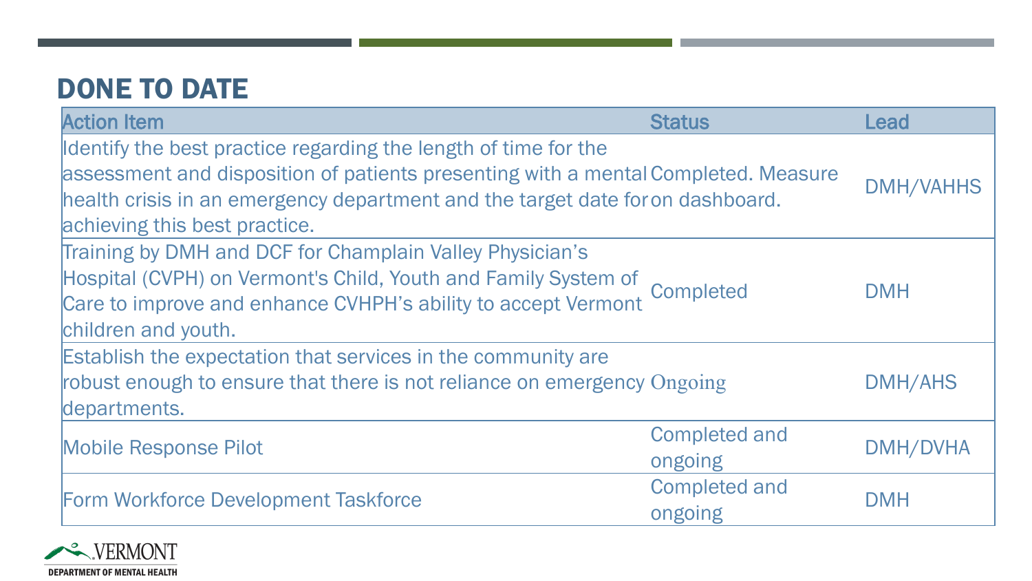# DONE TO DATE

| Action Item | Status | Lead |
|---|---|---|
| Identify the best practice regarding the length of time for the assessment and disposition of patients presenting with a mental health crisis in an emergency department and the target date for achieving this best practice. | Completed. Measure on dashboard. | DMH/VAHHS |
| Training by DMH and DCF for Champlain Valley Physician's Hospital (CVPH) on Vermont's Child, Youth and Family System of Care to improve and enhance CVHPH's ability to accept Vermont children and youth. | Completed | DMH |
| Establish the expectation that services in the community are robust enough to ensure that there is not reliance on emergency departments. | Ongoing | DMH/AHS |
| Mobile Response Pilot | Completed and ongoing | DMH/DVHA |
| Form Workforce Development Taskforce | Completed and ongoing | DMH |

VERMONT
DEPARTMENT OF MENTAL HEALTH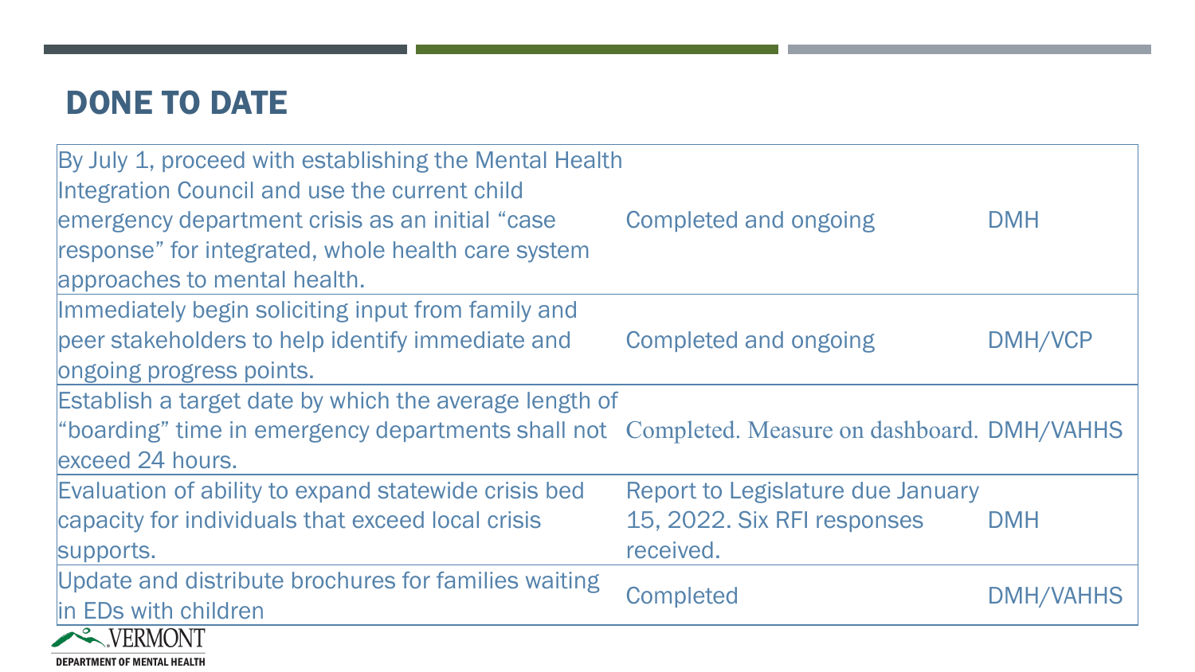# DONE TO DATE

| | | |
|---|---|---|
| By July 1, proceed with establishing the Mental Health Integration Council and use the current child emergency department crisis as an initial "case response" for integrated, whole health care system approaches to mental health. | Completed and ongoing | DMH |
| Immediately begin soliciting input from family and peer stakeholders to help identify immediate and ongoing progress points. | Completed and ongoing | DMH/VCP |
| Establish a target date by which the average length of "boarding" time in emergency departments shall not exceed 24 hours. | Completed. Measure on dashboard. | DMH/VAHHS |
| Evaluation of ability to expand statewide crisis bed capacity for individuals that exceed local crisis supports. | Report to Legislature due January 15, 2022. Six RFI responses received. | DMH |
| Update and distribute brochures for families waiting in EDs with children | Completed | DMH/VAHHS |

VERMONT
DEPARTMENT OF MENTAL HEALTH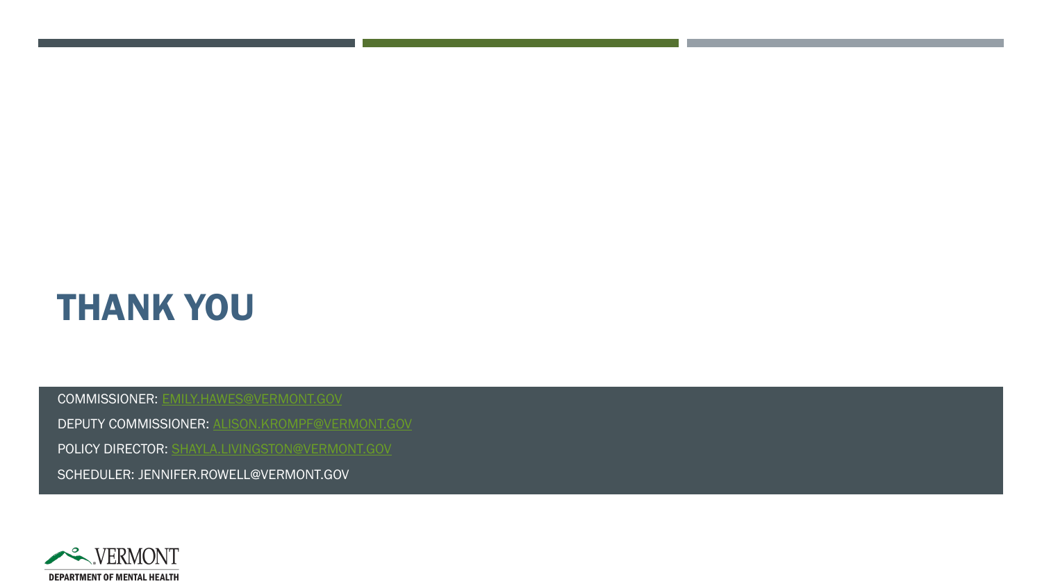# THANK YOU

COMMISSIONER: EMILY.HAWES@VERMONT.GOV

DEPUTY COMMISSIONER: ALISON.KROMPF@VERMONT.GOV

POLICY DIRECTOR: SHAYLA.LIVINGSTON@VERMONT.GOV

SCHEDULER: JENNIFER.ROWELL@VERMONT.GOV

VERMONT

DEPARTMENT OF MENTAL HEALTH